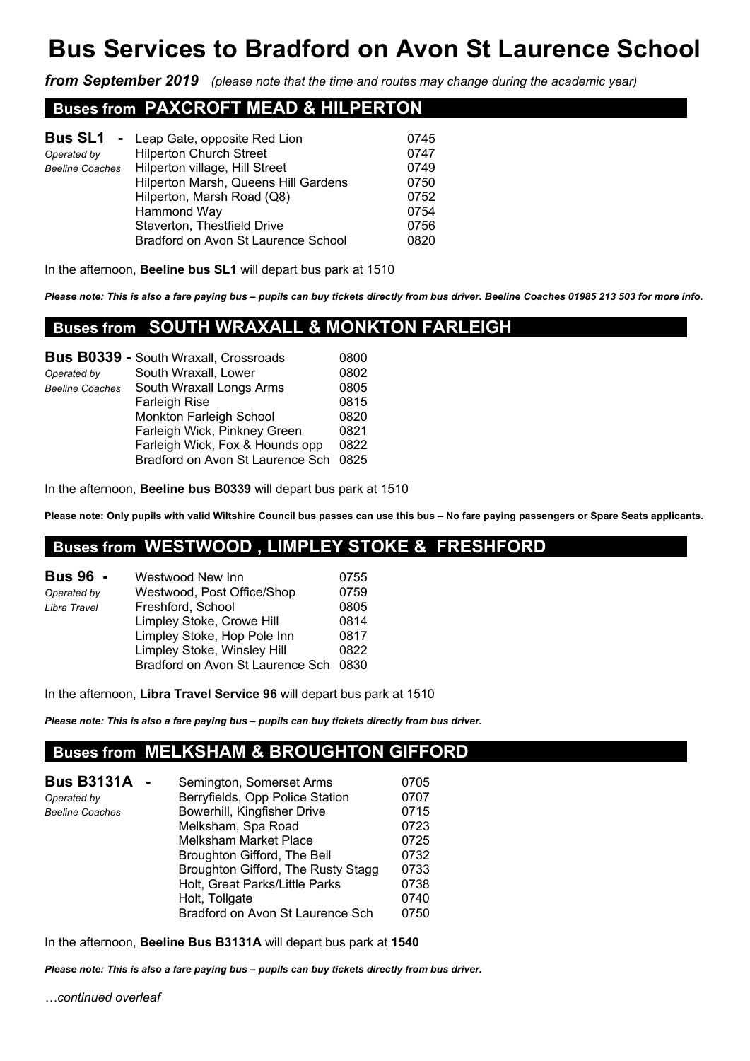# Bus Services to Bradford on Avon St Laurence School

***from September 2019*** *(please note that the time and routes may change during the academic year)*

## Buses from PAXCROFT MEAD & HILPERTON

**Bus SL1 -** *Operated by Beeline Coaches*

| Stop | Time |
|---|---|
| Leap Gate, opposite Red Lion | 0745 |
| Hilperton Church Street | 0747 |
| Hilperton village, Hill Street | 0749 |
| Hilperton Marsh, Queens Hill Gardens | 0750 |
| Hilperton, Marsh Road (Q8) | 0752 |
| Hammond Way | 0754 |
| Staverton, Thestfield Drive | 0756 |
| Bradford on Avon St Laurence School | 0820 |

In the afternoon, **Beeline bus SL1** will depart bus park at 1510

***Please note: This is also a fare paying bus – pupils can buy tickets directly from bus driver. Beeline Coaches 01985 213 503 for more info.***

## Buses from SOUTH WRAXALL & MONKTON FARLEIGH

**Bus B0339 -** *Operated by Beeline Coaches*

| Stop | Time |
|---|---|
| South Wraxall, Crossroads | 0800 |
| South Wraxall, Lower | 0802 |
| South Wraxall Longs Arms | 0805 |
| Farleigh Rise | 0815 |
| Monkton Farleigh School | 0820 |
| Farleigh Wick, Pinkney Green | 0821 |
| Farleigh Wick, Fox & Hounds opp | 0822 |
| Bradford on Avon St Laurence Sch | 0825 |

In the afternoon, **Beeline bus B0339** will depart bus park at 1510

**Please note: Only pupils with valid Wiltshire Council bus passes can use this bus – No fare paying passengers or Spare Seats applicants.**

## Buses from WESTWOOD , LIMPLEY STOKE & FRESHFORD

**Bus 96 -** *Operated by Libra Travel*

| Stop | Time |
|---|---|
| Westwood New Inn | 0755 |
| Westwood, Post Office/Shop | 0759 |
| Freshford, School | 0805 |
| Limpley Stoke, Crowe Hill | 0814 |
| Limpley Stoke, Hop Pole Inn | 0817 |
| Limpley Stoke, Winsley Hill | 0822 |
| Bradford on Avon St Laurence Sch | 0830 |

In the afternoon, **Libra Travel Service 96** will depart bus park at 1510

***Please note: This is also a fare paying bus – pupils can buy tickets directly from bus driver.***

## Buses from MELKSHAM & BROUGHTON GIFFORD

**Bus B3131A -** *Operated by Beeline Coaches*

| Stop | Time |
|---|---|
| Semington, Somerset Arms | 0705 |
| Berryfields, Opp Police Station | 0707 |
| Bowerhill, Kingfisher Drive | 0715 |
| Melksham, Spa Road | 0723 |
| Melksham Market Place | 0725 |
| Broughton Gifford, The Bell | 0732 |
| Broughton Gifford, The Rusty Stagg | 0733 |
| Holt, Great Parks/Little Parks | 0738 |
| Holt, Tollgate | 0740 |
| Bradford on Avon St Laurence Sch | 0750 |

In the afternoon, **Beeline Bus B3131A** will depart bus park at **1540**

***Please note: This is also a fare paying bus – pupils can buy tickets directly from bus driver.***

*…continued overleaf*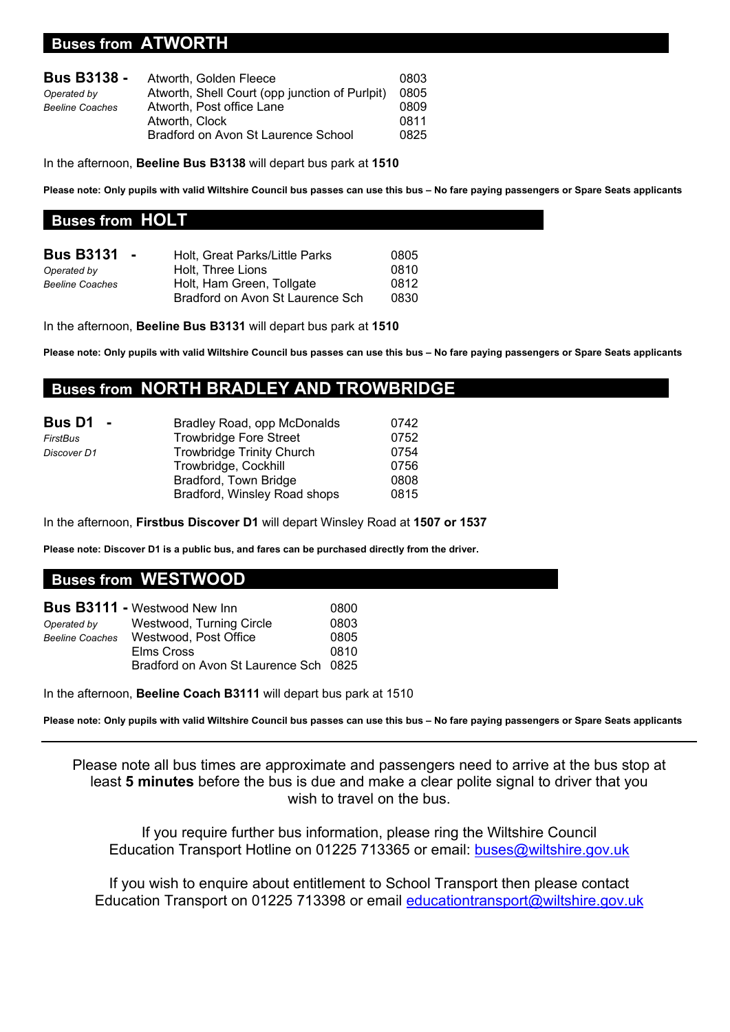## Buses from ATWORTH

| | | |
|---|---|---|
| **Bus B3138 -** | Atworth, Golden Fleece | 0803 |
| *Operated by* | Atworth, Shell Court (opp junction of Purlpit) | 0805 |
| *Beeline Coaches* | Atworth, Post office Lane | 0809 |
| | Atworth, Clock | 0811 |
| | Bradford on Avon St Laurence School | 0825 |

In the afternoon, **Beeline Bus B3138** will depart bus park at **1510**

**Please note: Only pupils with valid Wiltshire Council bus passes can use this bus – No fare paying passengers or Spare Seats applicants**

## Buses from HOLT

| | | |
|---|---|---|
| **Bus B3131 -** | Holt, Great Parks/Little Parks | 0805 |
| *Operated by* | Holt, Three Lions | 0810 |
| *Beeline Coaches* | Holt, Ham Green, Tollgate | 0812 |
| | Bradford on Avon St Laurence Sch | 0830 |

In the afternoon, **Beeline Bus B3131** will depart bus park at **1510**

**Please note: Only pupils with valid Wiltshire Council bus passes can use this bus – No fare paying passengers or Spare Seats applicants**

## Buses from NORTH BRADLEY AND TROWBRIDGE

| | | |
|---|---|---|
| **Bus D1 -** | Bradley Road, opp McDonalds | 0742 |
| *FirstBus* | Trowbridge Fore Street | 0752 |
| *Discover D1* | Trowbridge Trinity Church | 0754 |
| | Trowbridge, Cockhill | 0756 |
| | Bradford, Town Bridge | 0808 |
| | Bradford, Winsley Road shops | 0815 |

In the afternoon, **Firstbus Discover D1** will depart Winsley Road at **1507 or 1537**

**Please note: Discover D1 is a public bus, and fares can be purchased directly from the driver.**

## Buses from WESTWOOD

| | | |
|---|---|---|
| **Bus B3111 -** | Westwood New Inn | 0800 |
| *Operated by* | Westwood, Turning Circle | 0803 |
| *Beeline Coaches* | Westwood, Post Office | 0805 |
| | Elms Cross | 0810 |
| | Bradford on Avon St Laurence Sch | 0825 |

In the afternoon, **Beeline Coach B3111** will depart bus park at 1510

**Please note: Only pupils with valid Wiltshire Council bus passes can use this bus – No fare paying passengers or Spare Seats applicants**

---

Please note all bus times are approximate and passengers need to arrive at the bus stop at least **5 minutes** before the bus is due and make a clear polite signal to driver that you wish to travel on the bus.

If you require further bus information, please ring the Wiltshire Council Education Transport Hotline on 01225 713365 or email: buses@wiltshire.gov.uk

If you wish to enquire about entitlement to School Transport then please contact Education Transport on 01225 713398 or email educationtransport@wiltshire.gov.uk